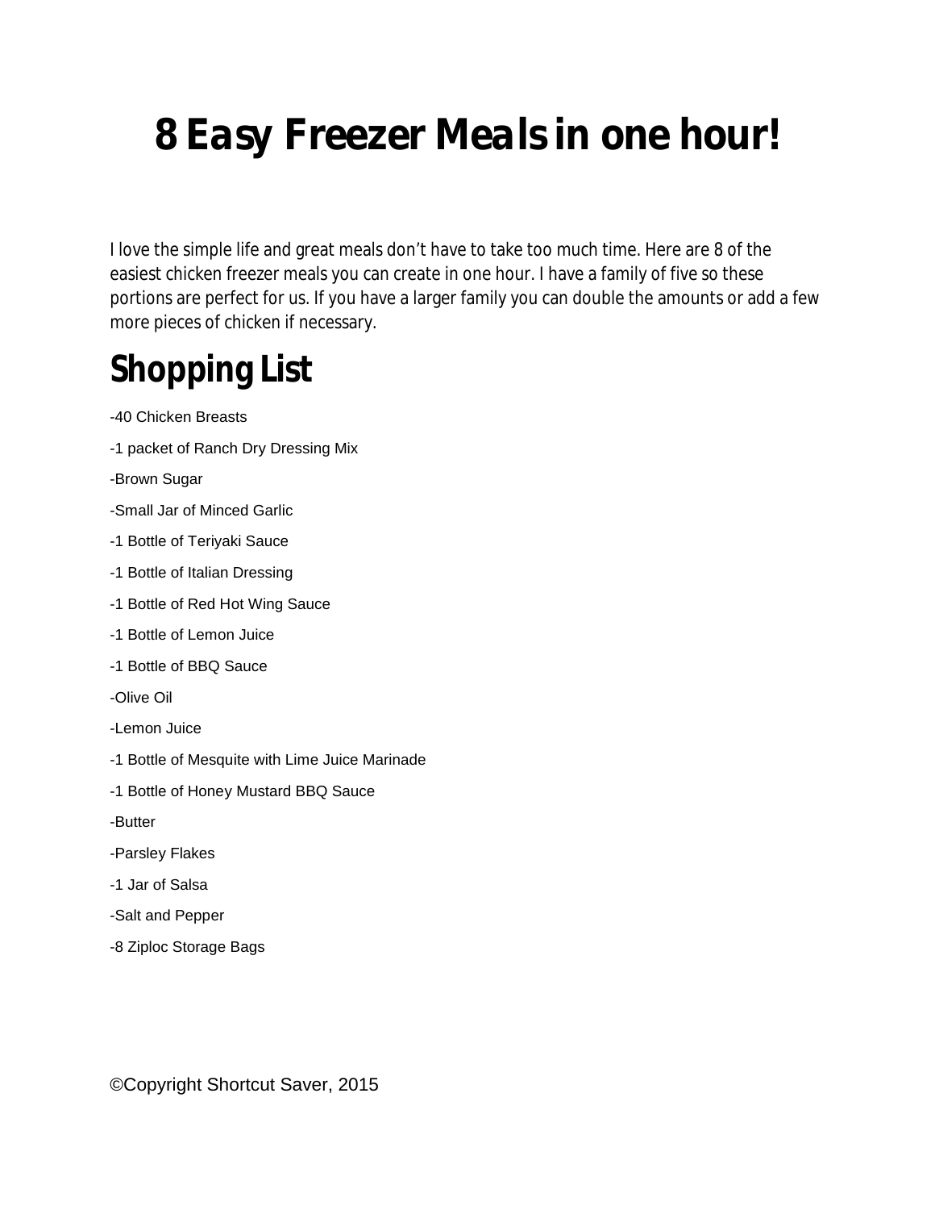# 8 Easy Freezer Meals in one hour!

I love the simple life and great meals don't have to take too much time. Here are 8 of the easiest chicken freezer meals you can create in one hour. I have a family of five so these portions are perfect for us. If you have a larger family you can double the amounts or add a few more pieces of chicken if necessary.

## Shopping List

-40 Chicken Breasts

-1 packet of Ranch Dry Dressing Mix

-Brown Sugar

-Small Jar of Minced Garlic

-1 Bottle of Teriyaki Sauce

-1 Bottle of Italian Dressing

-1 Bottle of Red Hot Wing Sauce

-1 Bottle of Lemon Juice

-1 Bottle of BBQ Sauce

-Olive Oil

-Lemon Juice

-1 Bottle of Mesquite with Lime Juice Marinade

-1 Bottle of Honey Mustard BBQ Sauce

-Butter

-Parsley Flakes

-1 Jar of Salsa

-Salt and Pepper

-8 Ziploc Storage Bags

©Copyright Shortcut Saver, 2015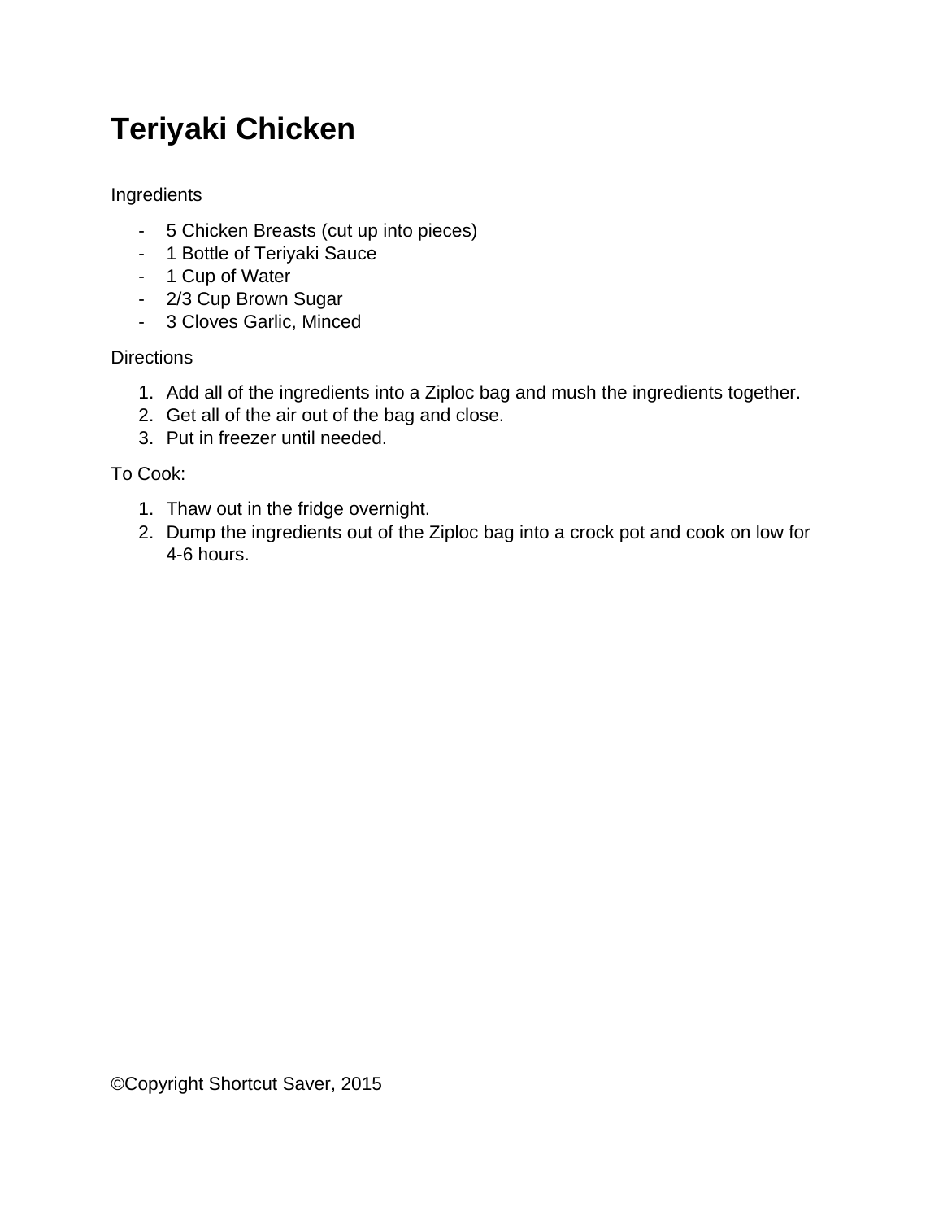# Teriyaki Chicken

Ingredients

- 5 Chicken Breasts (cut up into pieces)
- 1 Bottle of Teriyaki Sauce
- 1 Cup of Water
- 2/3 Cup Brown Sugar
- 3 Cloves Garlic, Minced

Directions

1. Add all of the ingredients into a Ziploc bag and mush the ingredients together.
2. Get all of the air out of the bag and close.
3. Put in freezer until needed.

To Cook:

1. Thaw out in the fridge overnight.
2. Dump the ingredients out of the Ziploc bag into a crock pot and cook on low for 4-6 hours.

©Copyright Shortcut Saver, 2015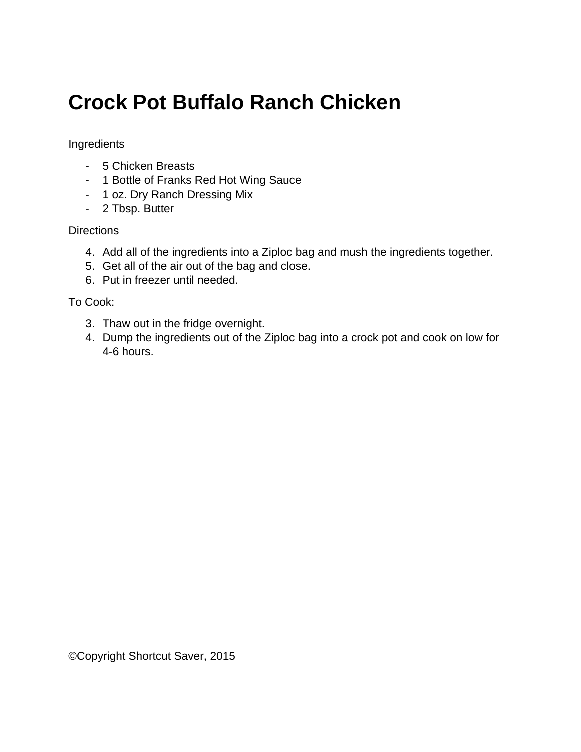# Crock Pot Buffalo Ranch Chicken

Ingredients

- 5 Chicken Breasts
- 1 Bottle of Franks Red Hot Wing Sauce
- 1 oz. Dry Ranch Dressing Mix
- 2 Tbsp. Butter

Directions

4. Add all of the ingredients into a Ziploc bag and mush the ingredients together.
5. Get all of the air out of the bag and close.
6. Put in freezer until needed.

To Cook:

3. Thaw out in the fridge overnight.
4. Dump the ingredients out of the Ziploc bag into a crock pot and cook on low for 4-6 hours.

©Copyright Shortcut Saver, 2015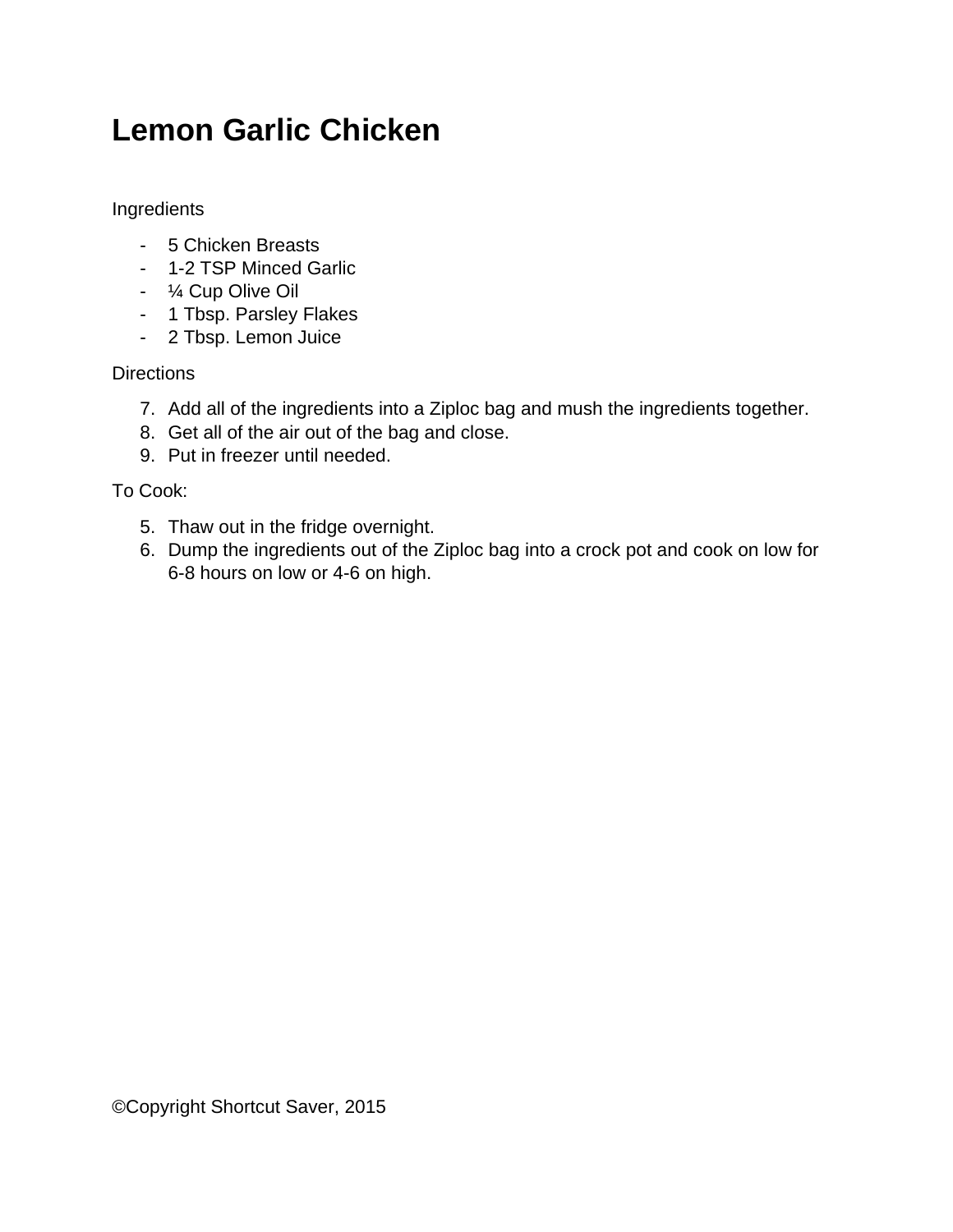# Lemon Garlic Chicken

Ingredients

- 5 Chicken Breasts
- 1-2 TSP Minced Garlic
- ¼ Cup Olive Oil
- 1 Tbsp. Parsley Flakes
- 2 Tbsp. Lemon Juice

Directions

7. Add all of the ingredients into a Ziploc bag and mush the ingredients together.
8. Get all of the air out of the bag and close.
9. Put in freezer until needed.

To Cook:

5. Thaw out in the fridge overnight.
6. Dump the ingredients out of the Ziploc bag into a crock pot and cook on low for 6-8 hours on low or 4-6 on high.

©Copyright Shortcut Saver, 2015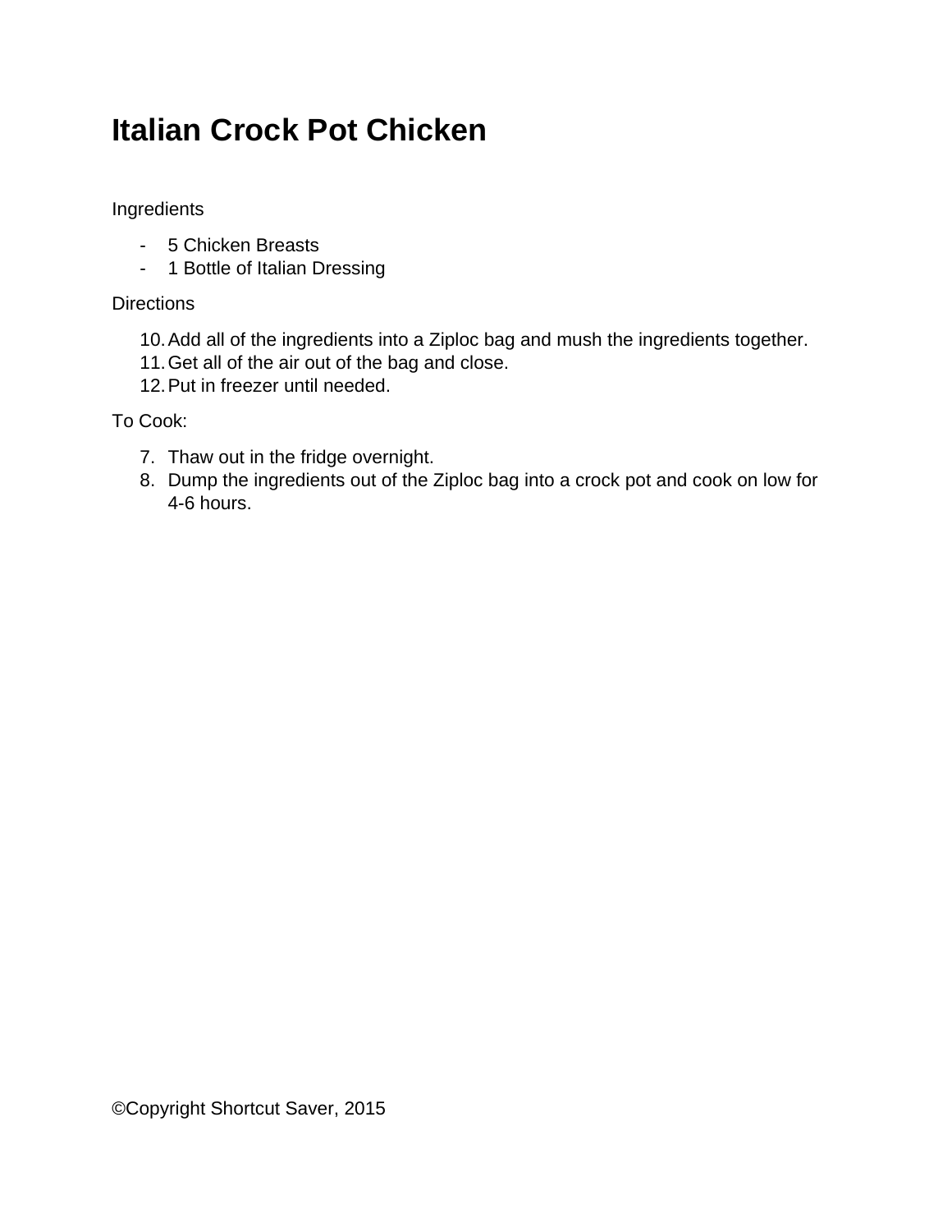# Italian Crock Pot Chicken

Ingredients

- 5 Chicken Breasts
- 1 Bottle of Italian Dressing

Directions

10. Add all of the ingredients into a Ziploc bag and mush the ingredients together.
11. Get all of the air out of the bag and close.
12. Put in freezer until needed.

To Cook:

7. Thaw out in the fridge overnight.
8. Dump the ingredients out of the Ziploc bag into a crock pot and cook on low for 4-6 hours.

©Copyright Shortcut Saver, 2015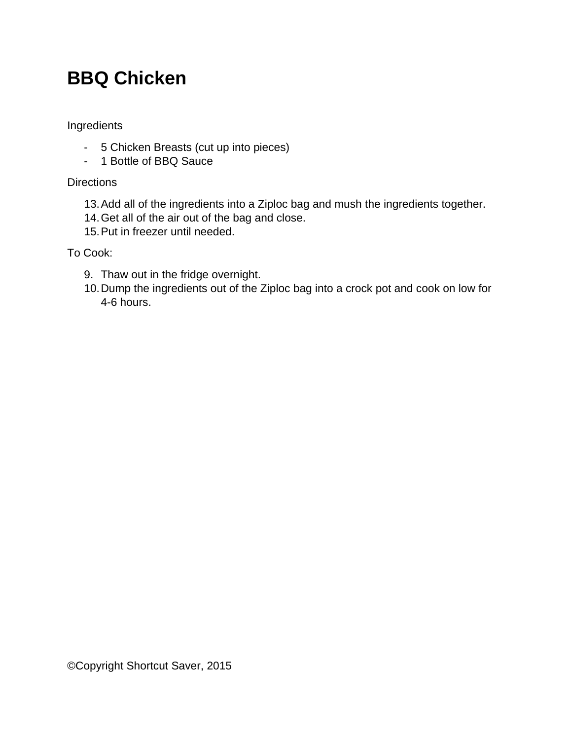# BBQ Chicken

Ingredients

- 5 Chicken Breasts (cut up into pieces)
- 1 Bottle of BBQ Sauce

Directions

13. Add all of the ingredients into a Ziploc bag and mush the ingredients together.
14. Get all of the air out of the bag and close.
15. Put in freezer until needed.

To Cook:

9. Thaw out in the fridge overnight.
10. Dump the ingredients out of the Ziploc bag into a crock pot and cook on low for 4-6 hours.

©Copyright Shortcut Saver, 2015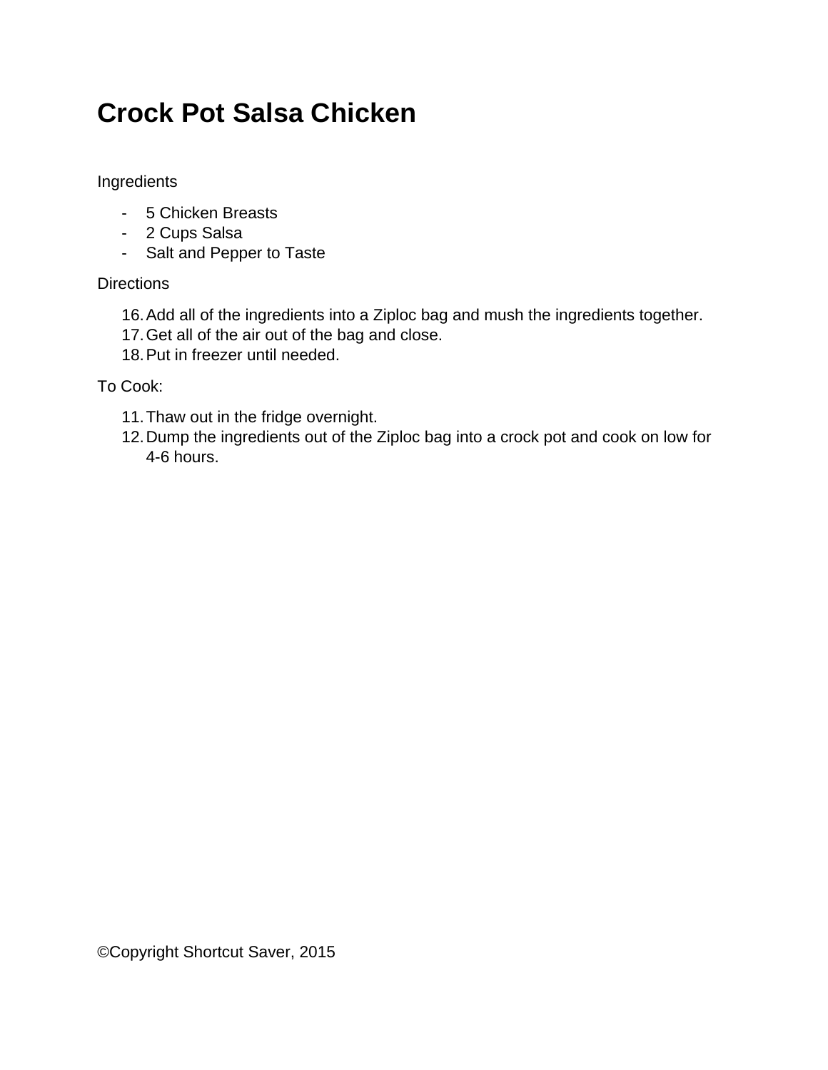# Crock Pot Salsa Chicken

Ingredients

- 5 Chicken Breasts
- 2 Cups Salsa
- Salt and Pepper to Taste

Directions

16. Add all of the ingredients into a Ziploc bag and mush the ingredients together.
17. Get all of the air out of the bag and close.
18. Put in freezer until needed.

To Cook:

11. Thaw out in the fridge overnight.
12. Dump the ingredients out of the Ziploc bag into a crock pot and cook on low for 4-6 hours.

©Copyright Shortcut Saver, 2015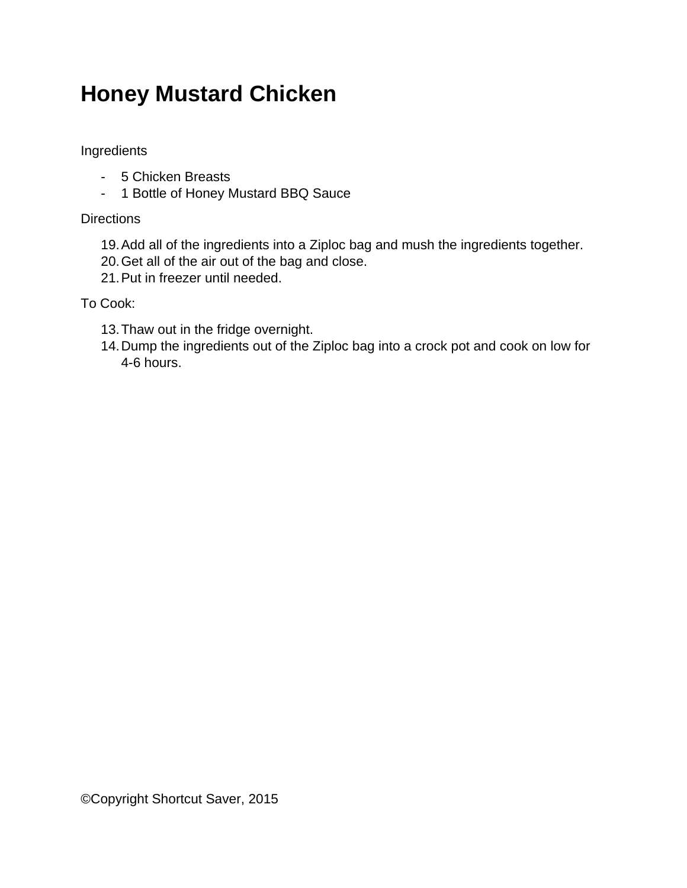# Honey Mustard Chicken

Ingredients

- 5 Chicken Breasts
- 1 Bottle of Honey Mustard BBQ Sauce

Directions

19. Add all of the ingredients into a Ziploc bag and mush the ingredients together.
20. Get all of the air out of the bag and close.
21. Put in freezer until needed.

To Cook:

13. Thaw out in the fridge overnight.
14. Dump the ingredients out of the Ziploc bag into a crock pot and cook on low for 4-6 hours.

©Copyright Shortcut Saver, 2015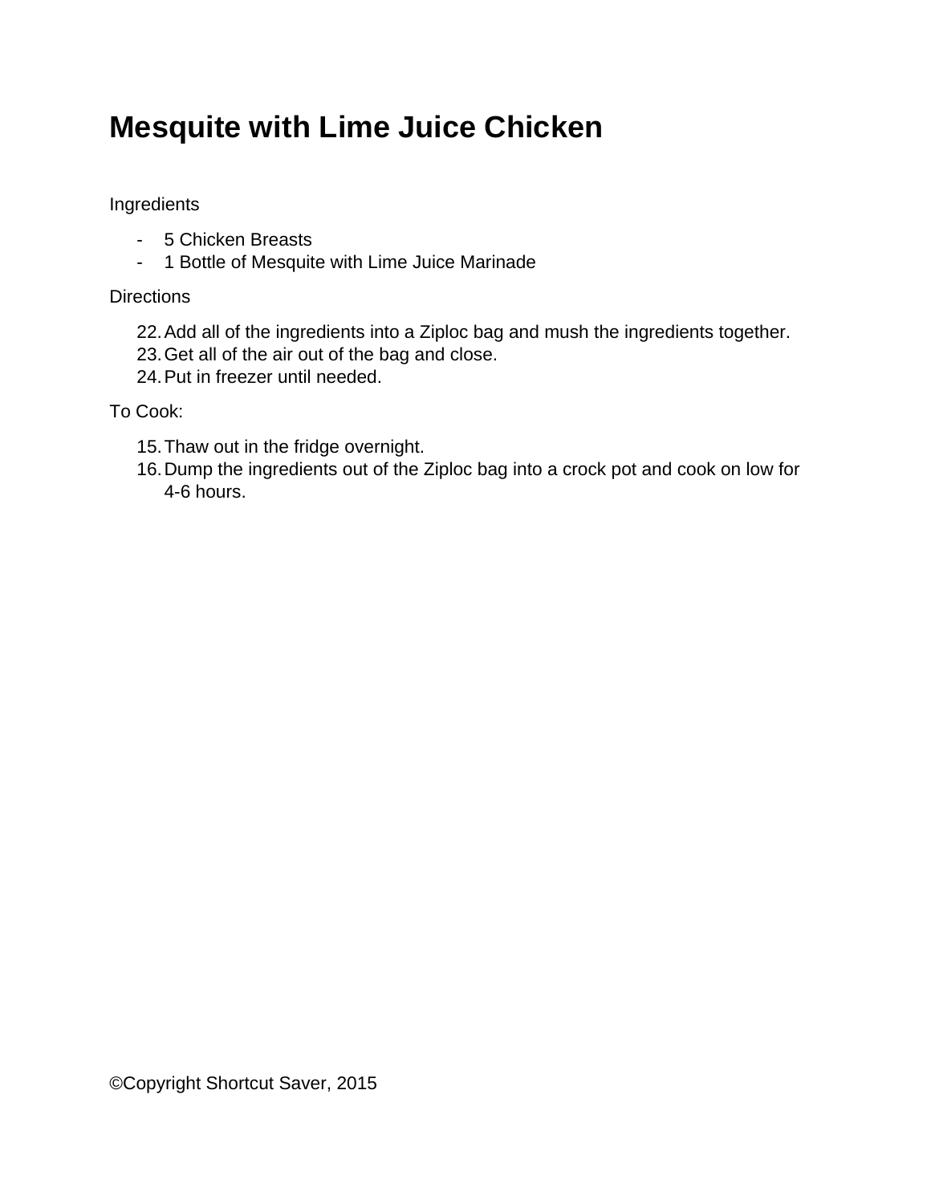# Mesquite with Lime Juice Chicken

Ingredients

- 5 Chicken Breasts
- 1 Bottle of Mesquite with Lime Juice Marinade

Directions

22. Add all of the ingredients into a Ziploc bag and mush the ingredients together.
23. Get all of the air out of the bag and close.
24. Put in freezer until needed.

To Cook:

15. Thaw out in the fridge overnight.
16. Dump the ingredients out of the Ziploc bag into a crock pot and cook on low for 4-6 hours.

©Copyright Shortcut Saver, 2015